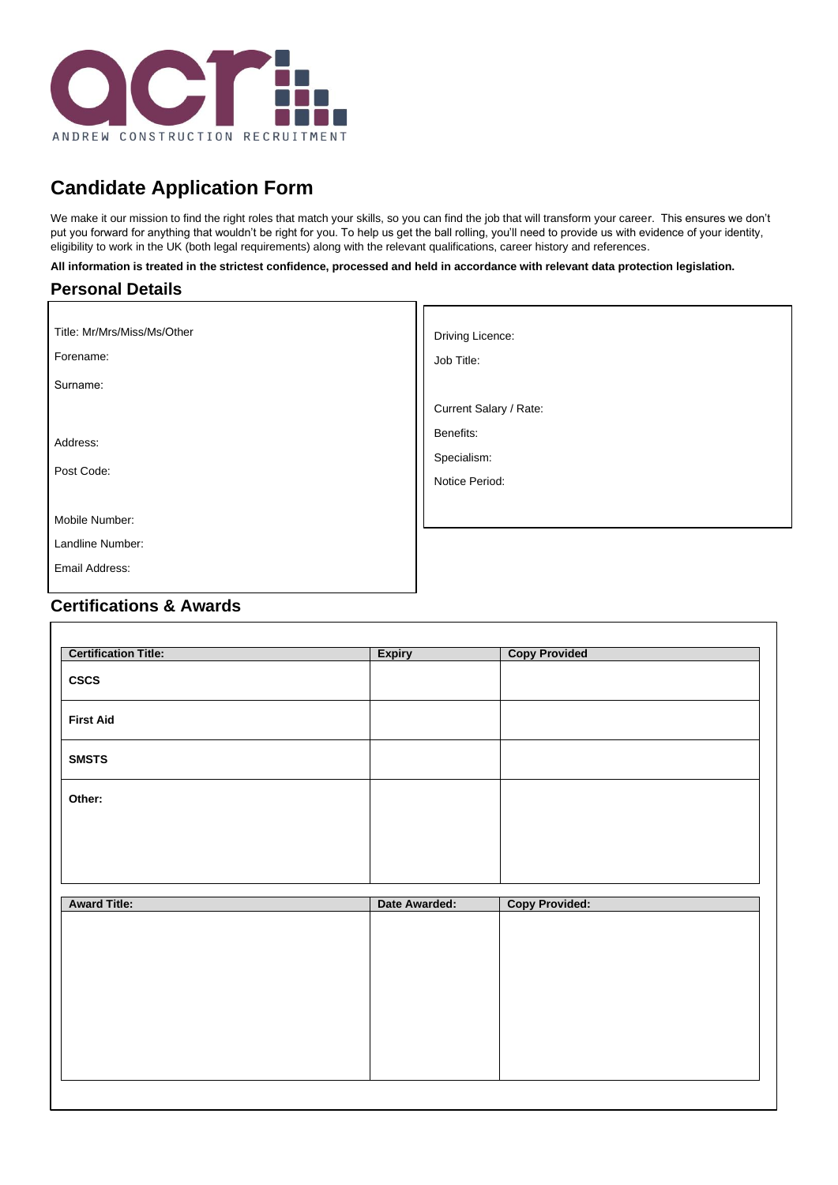ANDREW CONSTRUCTION RECRUITMENT

# Candidate Application Form

We make it our mission to find the right roles that match your skills, so you can find the job that will transform your career. This ensures we don't put you forward for anything that wouldn't be right for you. To help us get the ball rolling, you'll need to provide us with evidence of your identity, eligibility to work in the UK (both legal requirements) along with the relevant qualifications, career history and references.

**All information is treated in the strictest confidence, processed and held in accordance with relevant data protection legislation.**

## Personal Details

Title: Mr/Mrs/Miss/Ms/Other

Forename:

Surname:

Address:

Post Code:

Mobile Number:

Landline Number:

Email Address:

Driving Licence:

Job Title:

Current Salary / Rate:

Benefits:

Specialism:

Notice Period:

## Certifications & Awards

| Certification Title: | Expiry | Copy Provided |
|---|---|---|
| **CSCS** | | |
| **First Aid** | | |
| **SMSTS** | | |
| **Other:** | | |

| Award Title: | Date Awarded: | Copy Provided: |
|---|---|---|
| | | |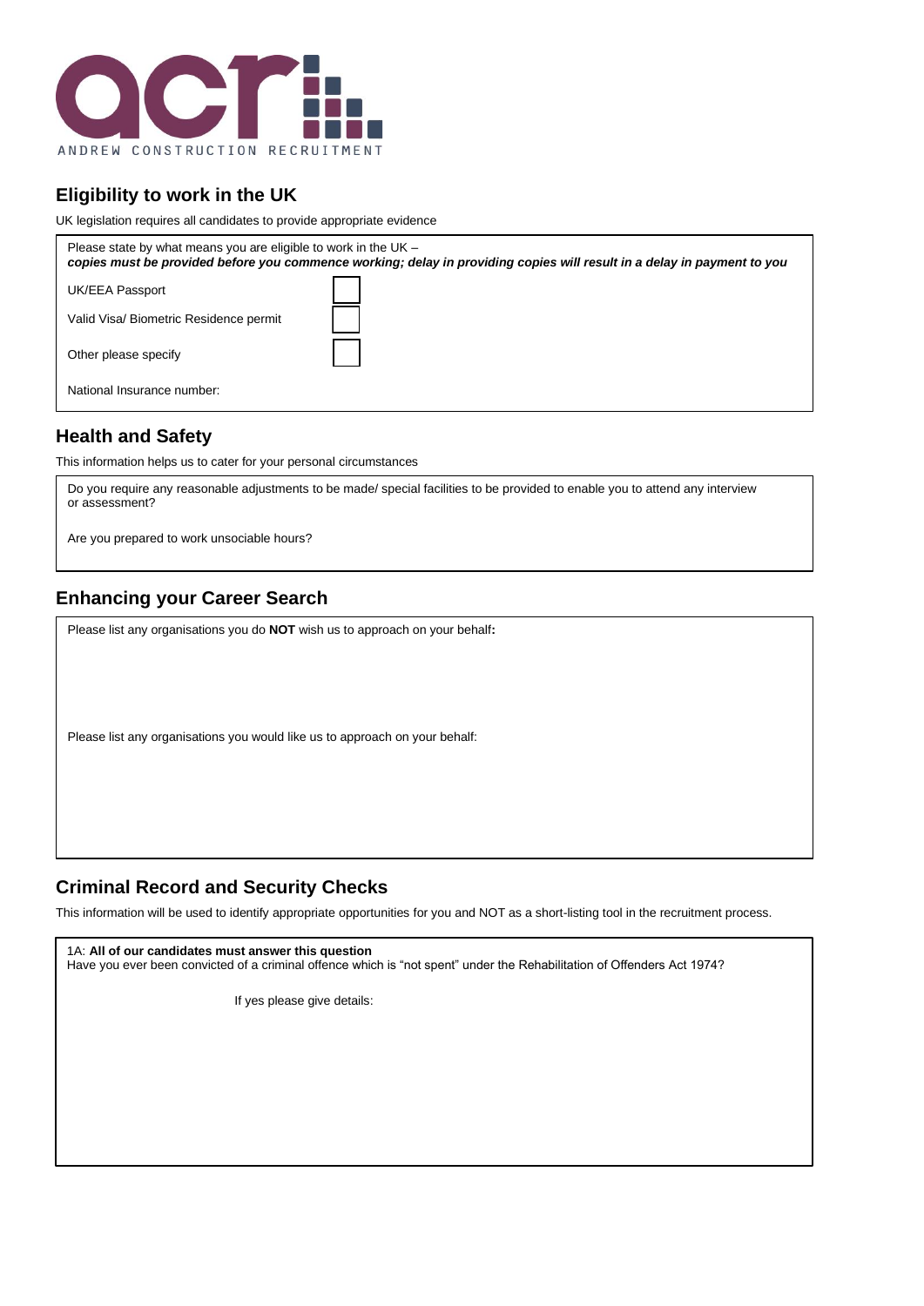ANDREW CONSTRUCTION RECRUITMENT

## Eligibility to work in the UK

UK legislation requires all candidates to provide appropriate evidence

Please state by what means you are eligible to work in the UK –
***copies must be provided before you commence working; delay in providing copies will result in a delay in payment to you***

| | |
|---|---|
| UK/EEA Passport | ☐ |
| Valid Visa/ Biometric Residence permit | ☐ |
| Other please specify | ☐ |

National Insurance number:

## Health and Safety

This information helps us to cater for your personal circumstances

Do you require any reasonable adjustments to be made/ special facilities to be provided to enable you to attend any interview or assessment?

Are you prepared to work unsociable hours?

## Enhancing your Career Search

Please list any organisations you do **NOT** wish us to approach on your behalf**:**

Please list any organisations you would like us to approach on your behalf:

## Criminal Record and Security Checks

This information will be used to identify appropriate opportunities for you and NOT as a short-listing tool in the recruitment process.

1A: **All of our candidates must answer this question**
Have you ever been convicted of a criminal offence which is "not spent" under the Rehabilitation of Offenders Act 1974?

If yes please give details: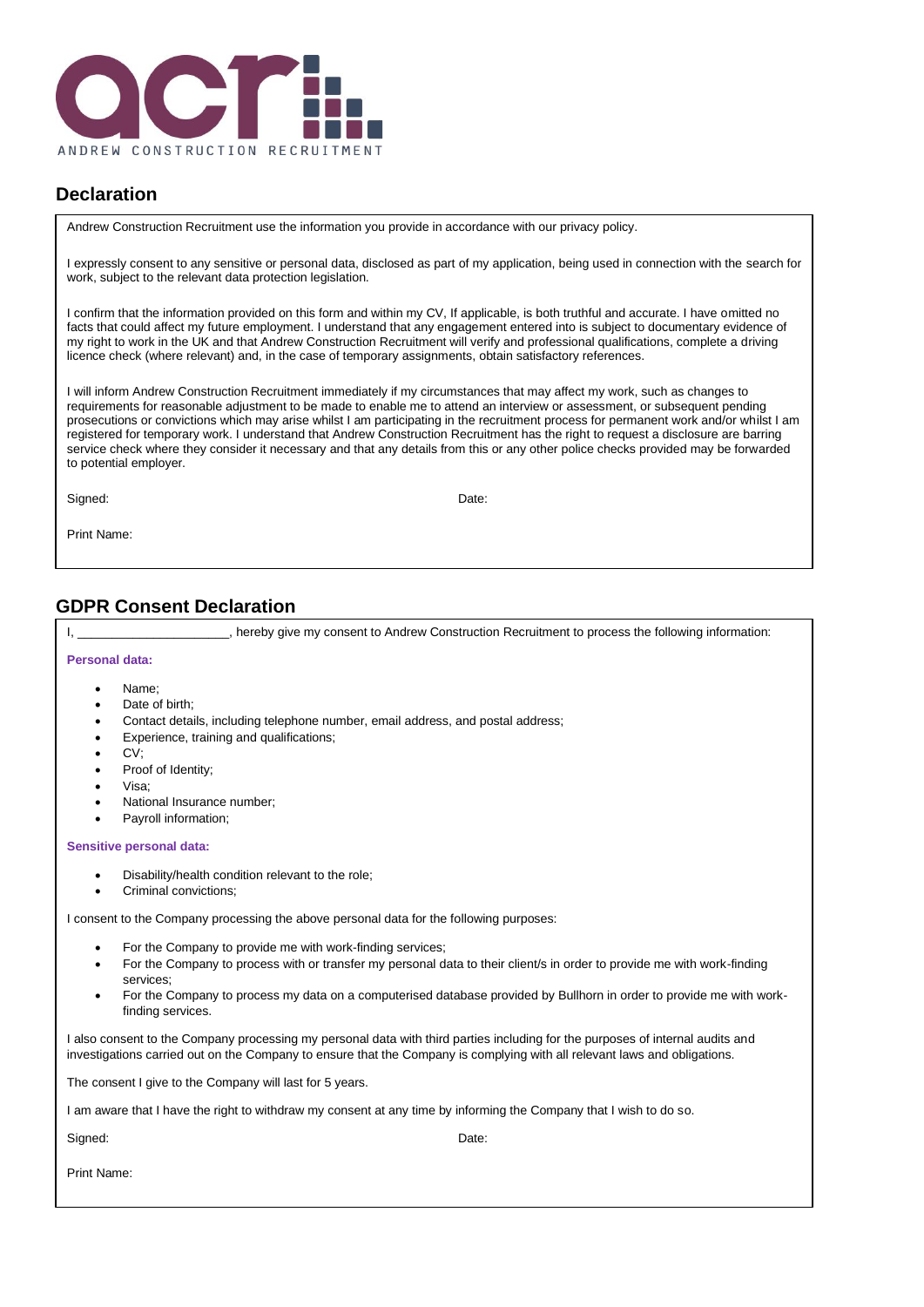ANDREW CONSTRUCTION RECRUITMENT

## Declaration

Andrew Construction Recruitment use the information you provide in accordance with our privacy policy.

I expressly consent to any sensitive or personal data, disclosed as part of my application, being used in connection with the search for work, subject to the relevant data protection legislation.

I confirm that the information provided on this form and within my CV, If applicable, is both truthful and accurate. I have omitted no facts that could affect my future employment. I understand that any engagement entered into is subject to documentary evidence of my right to work in the UK and that Andrew Construction Recruitment will verify and professional qualifications, complete a driving licence check (where relevant) and, in the case of temporary assignments, obtain satisfactory references.

I will inform Andrew Construction Recruitment immediately if my circumstances that may affect my work, such as changes to requirements for reasonable adjustment to be made to enable me to attend an interview or assessment, or subsequent pending prosecutions or convictions which may arise whilst I am participating in the recruitment process for permanent work and/or whilst I am registered for temporary work. I understand that Andrew Construction Recruitment has the right to request a disclosure are barring service check where they consider it necessary and that any details from this or any other police checks provided may be forwarded to potential employer.

Signed: Date:

Print Name:

## GDPR Consent Declaration

I, ____________________, hereby give my consent to Andrew Construction Recruitment to process the following information:

**Personal data:**

- Name;
- Date of birth;
- Contact details, including telephone number, email address, and postal address;
- Experience, training and qualifications;
- CV;
- Proof of Identity;
- Visa;
- National Insurance number;
- Payroll information;

**Sensitive personal data:**

- Disability/health condition relevant to the role;
- Criminal convictions;

I consent to the Company processing the above personal data for the following purposes:

- For the Company to provide me with work-finding services;
- For the Company to process with or transfer my personal data to their client/s in order to provide me with work-finding services;
- For the Company to process my data on a computerised database provided by Bullhorn in order to provide me with work-finding services.

I also consent to the Company processing my personal data with third parties including for the purposes of internal audits and investigations carried out on the Company to ensure that the Company is complying with all relevant laws and obligations.

The consent I give to the Company will last for 5 years.

I am aware that I have the right to withdraw my consent at any time by informing the Company that I wish to do so.

Signed: Date:

Print Name: